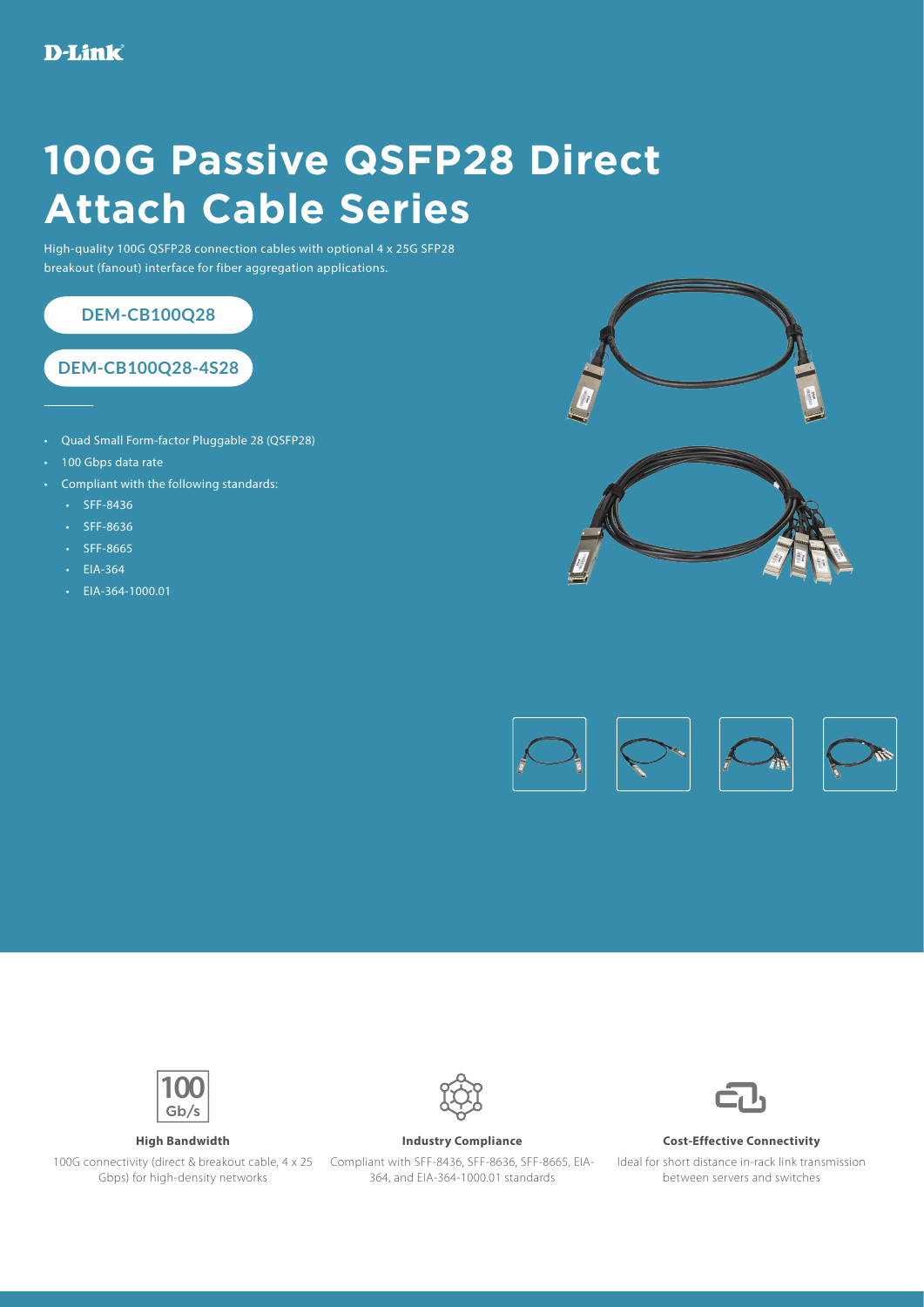D-Link

# 100G Passive QSFP28 Direct Attach Cable Series

High-quality 100G QSFP28 connection cables with optional 4 x 25G SFP28 breakout (fanout) interface for fiber aggregation applications.

**DEM-CB100Q28**

**DEM-CB100Q28-4S28**

- Quad Small Form-factor Pluggable 28 (QSFP28)
- 100 Gbps data rate
- Compliant with the following standards:
  - SFF-8436
  - SFF-8636
  - SFF-8665
  - EIA-364
  - EIA-364-1000.01

100 Gb/s

**High Bandwidth**

100G connectivity (direct & breakout cable, 4 x 25 Gbps) for high-density networks

**Industry Compliance**

Compliant with SFF-8436, SFF-8636, SFF-8665, EIA-364, and EIA-364-1000.01 standards

**Cost-Effective Connectivity**

Ideal for short distance in-rack link transmission between servers and switches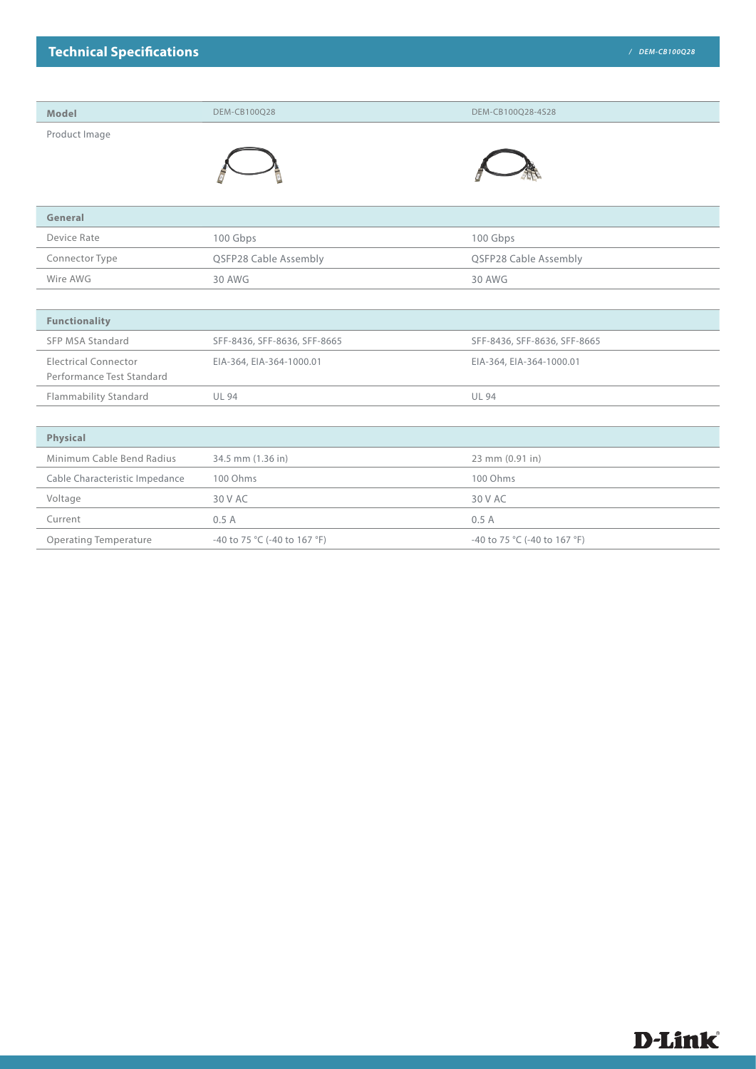## Technical Specifications

| Model | DEM-CB100Q28 | DEM-CB100Q28-4S28 |
|---|---|---|
| Product Image | | |
| **General** | | |
| Device Rate | 100 Gbps | 100 Gbps |
| Connector Type | QSFP28 Cable Assembly | QSFP28 Cable Assembly |
| Wire AWG | 30 AWG | 30 AWG |
| **Functionality** | | |
| SFP MSA Standard | SFF-8436, SFF-8636, SFF-8665 | SFF-8436, SFF-8636, SFF-8665 |
| Electrical Connector Performance Test Standard | EIA-364, EIA-364-1000.01 | EIA-364, EIA-364-1000.01 |
| Flammability Standard | UL 94 | UL 94 |
| **Physical** | | |
| Minimum Cable Bend Radius | 34.5 mm (1.36 in) | 23 mm (0.91 in) |
| Cable Characteristic Impedance | 100 Ohms | 100 Ohms |
| Voltage | 30 V AC | 30 V AC |
| Current | 0.5 A | 0.5 A |
| Operating Temperature | -40 to 75 °C (-40 to 167 °F) | -40 to 75 °C (-40 to 167 °F) |